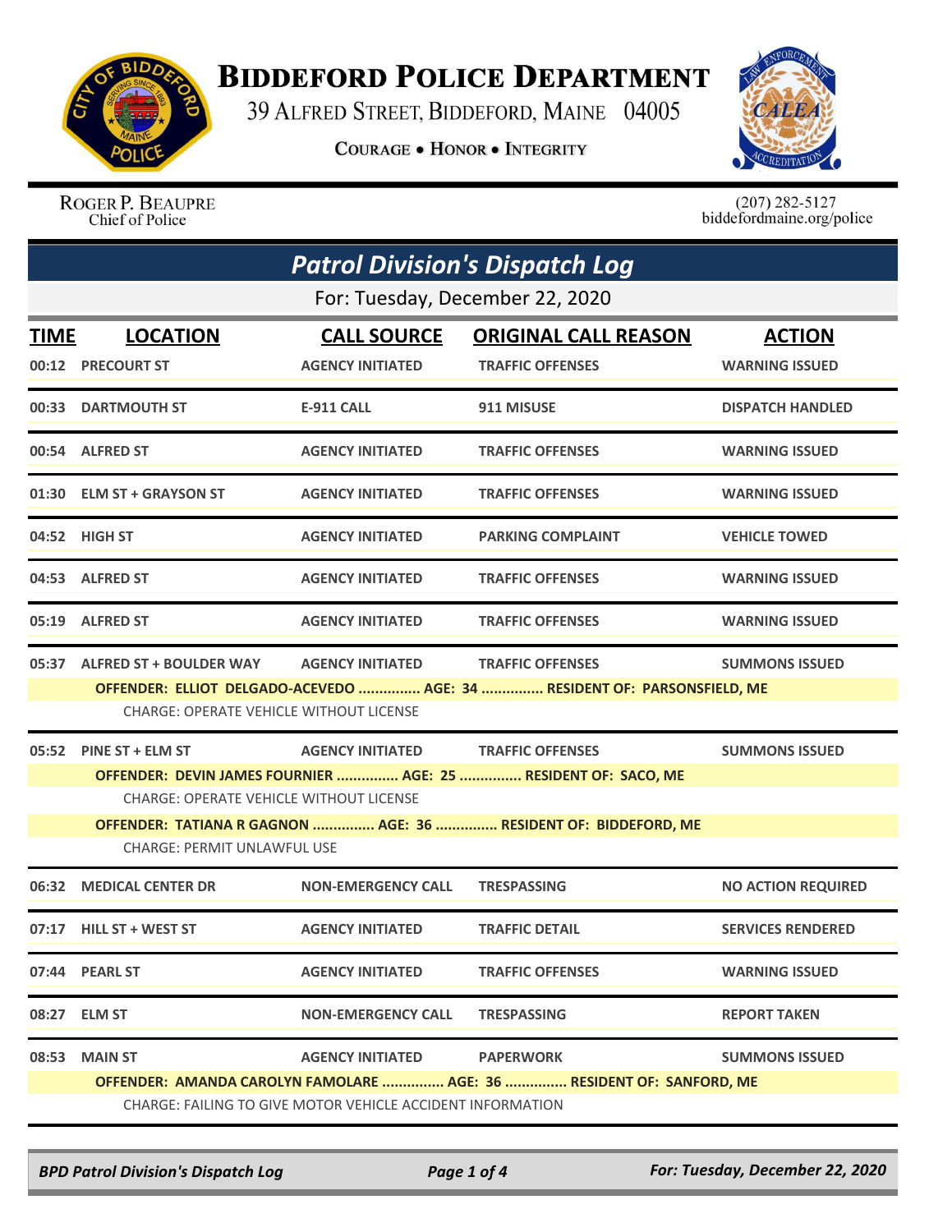# Biddeford Police Department

39 Alfred Street, Biddeford, Maine 04005

**Courage • Honor • Integrity**

Roger P. Beaupre
Chief of Police

(207) 282-5127
biddefordmaine.org/police

## *Patrol Division's Dispatch Log*

For: Tuesday, December 22, 2020

| TIME | LOCATION | CALL SOURCE | ORIGINAL CALL REASON | ACTION |
|---|---|---|---|---|
| 00:12 | PRECOURT ST | AGENCY INITIATED | TRAFFIC OFFENSES | WARNING ISSUED |
| 00:33 | DARTMOUTH ST | E-911 CALL | 911 MISUSE | DISPATCH HANDLED |
| 00:54 | ALFRED ST | AGENCY INITIATED | TRAFFIC OFFENSES | WARNING ISSUED |
| 01:30 | ELM ST + GRAYSON ST | AGENCY INITIATED | TRAFFIC OFFENSES | WARNING ISSUED |
| 04:52 | HIGH ST | AGENCY INITIATED | PARKING COMPLAINT | VEHICLE TOWED |
| 04:53 | ALFRED ST | AGENCY INITIATED | TRAFFIC OFFENSES | WARNING ISSUED |
| 05:19 | ALFRED ST | AGENCY INITIATED | TRAFFIC OFFENSES | WARNING ISSUED |
| 05:37 | ALFRED ST + BOULDER WAY | AGENCY INITIATED | TRAFFIC OFFENSES | SUMMONS ISSUED |
| | **OFFENDER: ELLIOT DELGADO-ACEVEDO ............... AGE: 34 ............... RESIDENT OF: PARSONSFIELD, ME** | | | |
| | CHARGE: OPERATE VEHICLE WITHOUT LICENSE | | | |
| 05:52 | PINE ST + ELM ST | AGENCY INITIATED | TRAFFIC OFFENSES | SUMMONS ISSUED |
| | **OFFENDER: DEVIN JAMES FOURNIER ............... AGE: 25 ............... RESIDENT OF: SACO, ME** | | | |
| | CHARGE: OPERATE VEHICLE WITHOUT LICENSE | | | |
| | **OFFENDER: TATIANA R GAGNON ............... AGE: 36 ............... RESIDENT OF: BIDDEFORD, ME** | | | |
| | CHARGE: PERMIT UNLAWFUL USE | | | |
| 06:32 | MEDICAL CENTER DR | NON-EMERGENCY CALL | TRESPASSING | NO ACTION REQUIRED |
| 07:17 | HILL ST + WEST ST | AGENCY INITIATED | TRAFFIC DETAIL | SERVICES RENDERED |
| 07:44 | PEARL ST | AGENCY INITIATED | TRAFFIC OFFENSES | WARNING ISSUED |
| 08:27 | ELM ST | NON-EMERGENCY CALL | TRESPASSING | REPORT TAKEN |
| 08:53 | MAIN ST | AGENCY INITIATED | PAPERWORK | SUMMONS ISSUED |
| | **OFFENDER: AMANDA CAROLYN FAMOLARE ............... AGE: 36 ............... RESIDENT OF: SANFORD, ME** | | | |
| | CHARGE: FAILING TO GIVE MOTOR VEHICLE ACCIDENT INFORMATION | | | |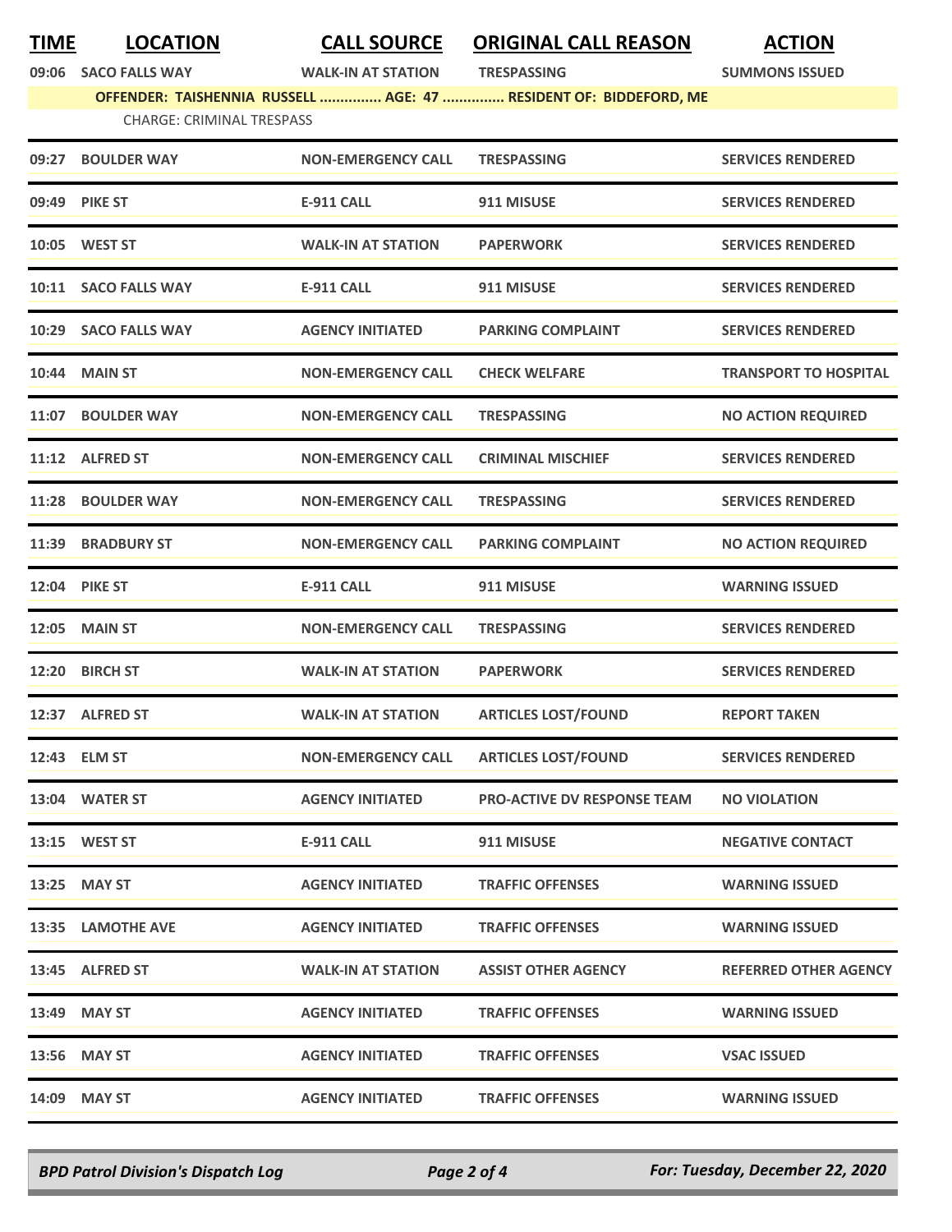| TIME | LOCATION | CALL SOURCE | ORIGINAL CALL REASON | ACTION |
|---|---|---|---|---|
| 09:06 | SACO FALLS WAY | WALK-IN AT STATION | TRESPASSING | SUMMONS ISSUED |
| | OFFENDER: TAISHENNIA RUSSELL ............... AGE: 47 ............... RESIDENT OF: BIDDEFORD, ME | | | |
| | CHARGE: CRIMINAL TRESPASS | | | |
| 09:27 | BOULDER WAY | NON-EMERGENCY CALL | TRESPASSING | SERVICES RENDERED |
| 09:49 | PIKE ST | E-911 CALL | 911 MISUSE | SERVICES RENDERED |
| 10:05 | WEST ST | WALK-IN AT STATION | PAPERWORK | SERVICES RENDERED |
| 10:11 | SACO FALLS WAY | E-911 CALL | 911 MISUSE | SERVICES RENDERED |
| 10:29 | SACO FALLS WAY | AGENCY INITIATED | PARKING COMPLAINT | SERVICES RENDERED |
| 10:44 | MAIN ST | NON-EMERGENCY CALL | CHECK WELFARE | TRANSPORT TO HOSPITAL |
| 11:07 | BOULDER WAY | NON-EMERGENCY CALL | TRESPASSING | NO ACTION REQUIRED |
| 11:12 | ALFRED ST | NON-EMERGENCY CALL | CRIMINAL MISCHIEF | SERVICES RENDERED |
| 11:28 | BOULDER WAY | NON-EMERGENCY CALL | TRESPASSING | SERVICES RENDERED |
| 11:39 | BRADBURY ST | NON-EMERGENCY CALL | PARKING COMPLAINT | NO ACTION REQUIRED |
| 12:04 | PIKE ST | E-911 CALL | 911 MISUSE | WARNING ISSUED |
| 12:05 | MAIN ST | NON-EMERGENCY CALL | TRESPASSING | SERVICES RENDERED |
| 12:20 | BIRCH ST | WALK-IN AT STATION | PAPERWORK | SERVICES RENDERED |
| 12:37 | ALFRED ST | WALK-IN AT STATION | ARTICLES LOST/FOUND | REPORT TAKEN |
| 12:43 | ELM ST | NON-EMERGENCY CALL | ARTICLES LOST/FOUND | SERVICES RENDERED |
| 13:04 | WATER ST | AGENCY INITIATED | PRO-ACTIVE DV RESPONSE TEAM | NO VIOLATION |
| 13:15 | WEST ST | E-911 CALL | 911 MISUSE | NEGATIVE CONTACT |
| 13:25 | MAY ST | AGENCY INITIATED | TRAFFIC OFFENSES | WARNING ISSUED |
| 13:35 | LAMOTHE AVE | AGENCY INITIATED | TRAFFIC OFFENSES | WARNING ISSUED |
| 13:45 | ALFRED ST | WALK-IN AT STATION | ASSIST OTHER AGENCY | REFERRED OTHER AGENCY |
| 13:49 | MAY ST | AGENCY INITIATED | TRAFFIC OFFENSES | WARNING ISSUED |
| 13:56 | MAY ST | AGENCY INITIATED | TRAFFIC OFFENSES | VSAC ISSUED |
| 14:09 | MAY ST | AGENCY INITIATED | TRAFFIC OFFENSES | WARNING ISSUED |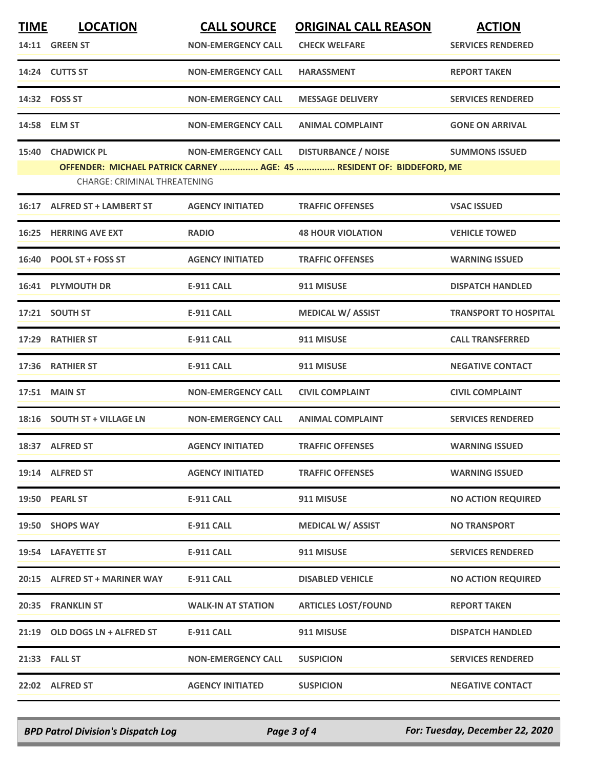| TIME | LOCATION | CALL SOURCE | ORIGINAL CALL REASON | ACTION |
|---|---|---|---|---|
| 14:11 | GREEN ST | NON-EMERGENCY CALL | CHECK WELFARE | SERVICES RENDERED |
| 14:24 | CUTTS ST | NON-EMERGENCY CALL | HARASSMENT | REPORT TAKEN |
| 14:32 | FOSS ST | NON-EMERGENCY CALL | MESSAGE DELIVERY | SERVICES RENDERED |
| 14:58 | ELM ST | NON-EMERGENCY CALL | ANIMAL COMPLAINT | GONE ON ARRIVAL |
| 15:40 | CHADWICK PL | NON-EMERGENCY CALL | DISTURBANCE / NOISE | SUMMONS ISSUED |
| | OFFENDER: MICHAEL PATRICK CARNEY ............... AGE: 45 ............... RESIDENT OF: BIDDEFORD, ME | | | |
| | CHARGE: CRIMINAL THREATENING | | | |
| 16:17 | ALFRED ST + LAMBERT ST | AGENCY INITIATED | TRAFFIC OFFENSES | VSAC ISSUED |
| 16:25 | HERRING AVE EXT | RADIO | 48 HOUR VIOLATION | VEHICLE TOWED |
| 16:40 | POOL ST + FOSS ST | AGENCY INITIATED | TRAFFIC OFFENSES | WARNING ISSUED |
| 16:41 | PLYMOUTH DR | E-911 CALL | 911 MISUSE | DISPATCH HANDLED |
| 17:21 | SOUTH ST | E-911 CALL | MEDICAL W/ ASSIST | TRANSPORT TO HOSPITAL |
| 17:29 | RATHIER ST | E-911 CALL | 911 MISUSE | CALL TRANSFERRED |
| 17:36 | RATHIER ST | E-911 CALL | 911 MISUSE | NEGATIVE CONTACT |
| 17:51 | MAIN ST | NON-EMERGENCY CALL | CIVIL COMPLAINT | CIVIL COMPLAINT |
| 18:16 | SOUTH ST + VILLAGE LN | NON-EMERGENCY CALL | ANIMAL COMPLAINT | SERVICES RENDERED |
| 18:37 | ALFRED ST | AGENCY INITIATED | TRAFFIC OFFENSES | WARNING ISSUED |
| 19:14 | ALFRED ST | AGENCY INITIATED | TRAFFIC OFFENSES | WARNING ISSUED |
| 19:50 | PEARL ST | E-911 CALL | 911 MISUSE | NO ACTION REQUIRED |
| 19:50 | SHOPS WAY | E-911 CALL | MEDICAL W/ ASSIST | NO TRANSPORT |
| 19:54 | LAFAYETTE ST | E-911 CALL | 911 MISUSE | SERVICES RENDERED |
| 20:15 | ALFRED ST + MARINER WAY | E-911 CALL | DISABLED VEHICLE | NO ACTION REQUIRED |
| 20:35 | FRANKLIN ST | WALK-IN AT STATION | ARTICLES LOST/FOUND | REPORT TAKEN |
| 21:19 | OLD DOGS LN + ALFRED ST | E-911 CALL | 911 MISUSE | DISPATCH HANDLED |
| 21:33 | FALL ST | NON-EMERGENCY CALL | SUSPICION | SERVICES RENDERED |
| 22:02 | ALFRED ST | AGENCY INITIATED | SUSPICION | NEGATIVE CONTACT |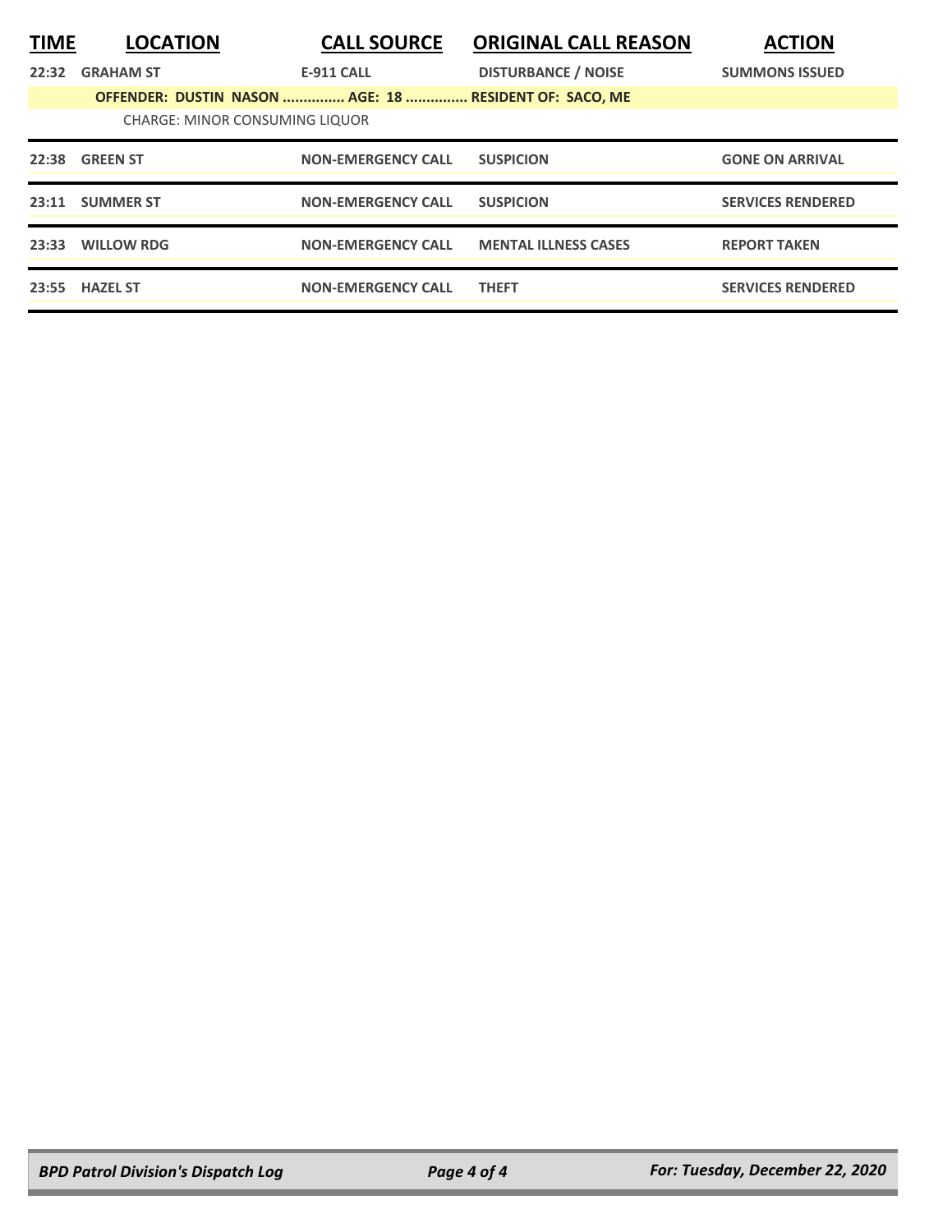| TIME | LOCATION | CALL SOURCE | ORIGINAL CALL REASON | ACTION |
|---|---|---|---|---|
| 22:32 | GRAHAM ST | E-911 CALL | DISTURBANCE / NOISE | SUMMONS ISSUED |
| | OFFENDER: DUSTIN NASON ............... AGE: 18 ............... RESIDENT OF: SACO, ME | | | |
| | CHARGE: MINOR CONSUMING LIQUOR | | | |
| 22:38 | GREEN ST | NON-EMERGENCY CALL | SUSPICION | GONE ON ARRIVAL |
| 23:11 | SUMMER ST | NON-EMERGENCY CALL | SUSPICION | SERVICES RENDERED |
| 23:33 | WILLOW RDG | NON-EMERGENCY CALL | MENTAL ILLNESS CASES | REPORT TAKEN |
| 23:55 | HAZEL ST | NON-EMERGENCY CALL | THEFT | SERVICES RENDERED |